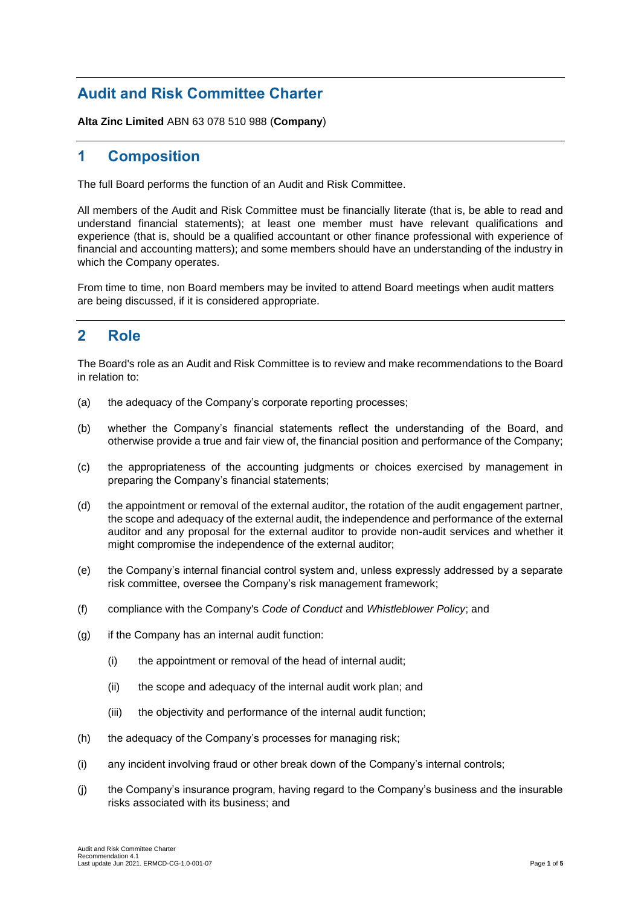# Audit and Risk Committee Charter

**Alta Zinc Limited** ABN 63 078 510 988 (**Company**)

## 1 Composition

The full Board performs the function of an Audit and Risk Committee.

All members of the Audit and Risk Committee must be financially literate (that is, be able to read and understand financial statements); at least one member must have relevant qualifications and experience (that is, should be a qualified accountant or other finance professional with experience of financial and accounting matters); and some members should have an understanding of the industry in which the Company operates.

From time to time, non Board members may be invited to attend Board meetings when audit matters are being discussed, if it is considered appropriate.

## 2 Role

The Board's role as an Audit and Risk Committee is to review and make recommendations to the Board in relation to:

(a) the adequacy of the Company's corporate reporting processes;

(b) whether the Company's financial statements reflect the understanding of the Board, and otherwise provide a true and fair view of, the financial position and performance of the Company;

(c) the appropriateness of the accounting judgments or choices exercised by management in preparing the Company's financial statements;

(d) the appointment or removal of the external auditor, the rotation of the audit engagement partner, the scope and adequacy of the external audit, the independence and performance of the external auditor and any proposal for the external auditor to provide non-audit services and whether it might compromise the independence of the external auditor;

(e) the Company's internal financial control system and, unless expressly addressed by a separate risk committee, oversee the Company's risk management framework;

(f) compliance with the Company's *Code of Conduct* and *Whistleblower Policy*; and

(g) if the Company has an internal audit function:

   (i) the appointment or removal of the head of internal audit;

   (ii) the scope and adequacy of the internal audit work plan; and

   (iii) the objectivity and performance of the internal audit function;

(h) the adequacy of the Company's processes for managing risk;

(i) any incident involving fraud or other break down of the Company's internal controls;

(j) the Company's insurance program, having regard to the Company's business and the insurable risks associated with its business; and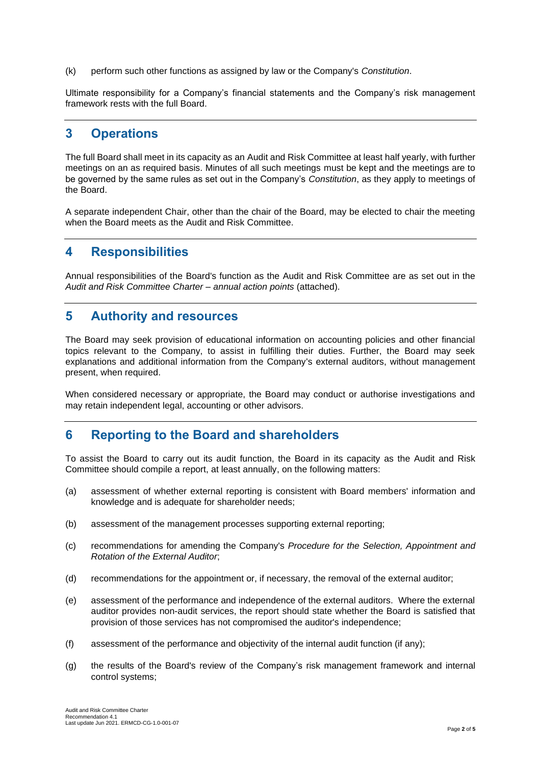(k) perform such other functions as assigned by law or the Company's *Constitution*.

Ultimate responsibility for a Company's financial statements and the Company's risk management framework rests with the full Board.

## 3 Operations

The full Board shall meet in its capacity as an Audit and Risk Committee at least half yearly, with further meetings on an as required basis. Minutes of all such meetings must be kept and the meetings are to be governed by the same rules as set out in the Company's *Constitution*, as they apply to meetings of the Board.

A separate independent Chair, other than the chair of the Board, may be elected to chair the meeting when the Board meets as the Audit and Risk Committee.

## 4 Responsibilities

Annual responsibilities of the Board's function as the Audit and Risk Committee are as set out in the *Audit and Risk Committee Charter – annual action points* (attached).

## 5 Authority and resources

The Board may seek provision of educational information on accounting policies and other financial topics relevant to the Company, to assist in fulfilling their duties. Further, the Board may seek explanations and additional information from the Company's external auditors, without management present, when required.

When considered necessary or appropriate, the Board may conduct or authorise investigations and may retain independent legal, accounting or other advisors.

## 6 Reporting to the Board and shareholders

To assist the Board to carry out its audit function, the Board in its capacity as the Audit and Risk Committee should compile a report, at least annually, on the following matters:

(a) assessment of whether external reporting is consistent with Board members' information and knowledge and is adequate for shareholder needs;

(b) assessment of the management processes supporting external reporting;

(c) recommendations for amending the Company's *Procedure for the Selection, Appointment and Rotation of the External Auditor*;

(d) recommendations for the appointment or, if necessary, the removal of the external auditor;

(e) assessment of the performance and independence of the external auditors. Where the external auditor provides non-audit services, the report should state whether the Board is satisfied that provision of those services has not compromised the auditor's independence;

(f) assessment of the performance and objectivity of the internal audit function (if any);

(g) the results of the Board's review of the Company's risk management framework and internal control systems;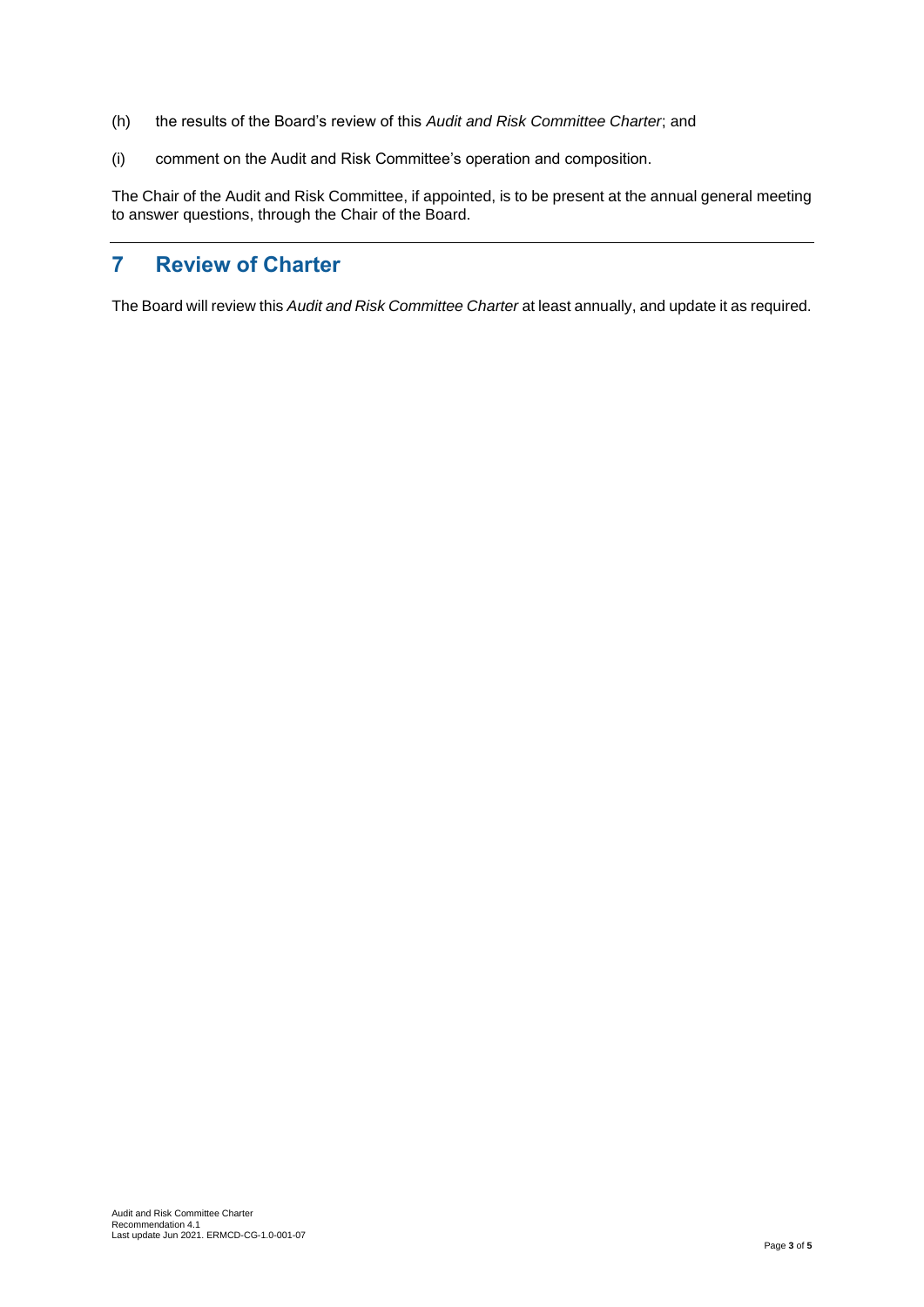(h) the results of the Board's review of this *Audit and Risk Committee Charter*; and

(i) comment on the Audit and Risk Committee's operation and composition.

The Chair of the Audit and Risk Committee, if appointed, is to be present at the annual general meeting to answer questions, through the Chair of the Board.

## 7 Review of Charter

The Board will review this *Audit and Risk Committee Charter* at least annually, and update it as required.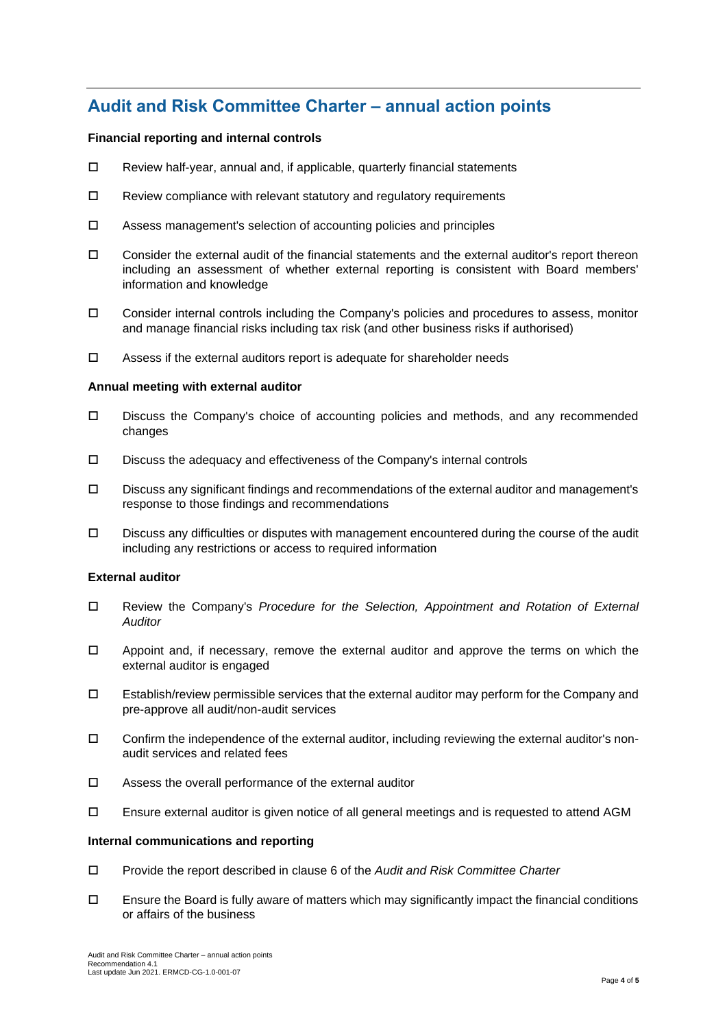## Audit and Risk Committee Charter – annual action points

**Financial reporting and internal controls**

- ☐ Review half-year, annual and, if applicable, quarterly financial statements
- ☐ Review compliance with relevant statutory and regulatory requirements
- ☐ Assess management's selection of accounting policies and principles
- ☐ Consider the external audit of the financial statements and the external auditor's report thereon including an assessment of whether external reporting is consistent with Board members' information and knowledge
- ☐ Consider internal controls including the Company's policies and procedures to assess, monitor and manage financial risks including tax risk (and other business risks if authorised)
- ☐ Assess if the external auditors report is adequate for shareholder needs

**Annual meeting with external auditor**

- ☐ Discuss the Company's choice of accounting policies and methods, and any recommended changes
- ☐ Discuss the adequacy and effectiveness of the Company's internal controls
- ☐ Discuss any significant findings and recommendations of the external auditor and management's response to those findings and recommendations
- ☐ Discuss any difficulties or disputes with management encountered during the course of the audit including any restrictions or access to required information

**External auditor**

- ☐ Review the Company's *Procedure for the Selection, Appointment and Rotation of External Auditor*
- ☐ Appoint and, if necessary, remove the external auditor and approve the terms on which the external auditor is engaged
- ☐ Establish/review permissible services that the external auditor may perform for the Company and pre-approve all audit/non-audit services
- ☐ Confirm the independence of the external auditor, including reviewing the external auditor's non-audit services and related fees
- ☐ Assess the overall performance of the external auditor
- ☐ Ensure external auditor is given notice of all general meetings and is requested to attend AGM

**Internal communications and reporting**

- ☐ Provide the report described in clause 6 of the *Audit and Risk Committee Charter*
- ☐ Ensure the Board is fully aware of matters which may significantly impact the financial conditions or affairs of the business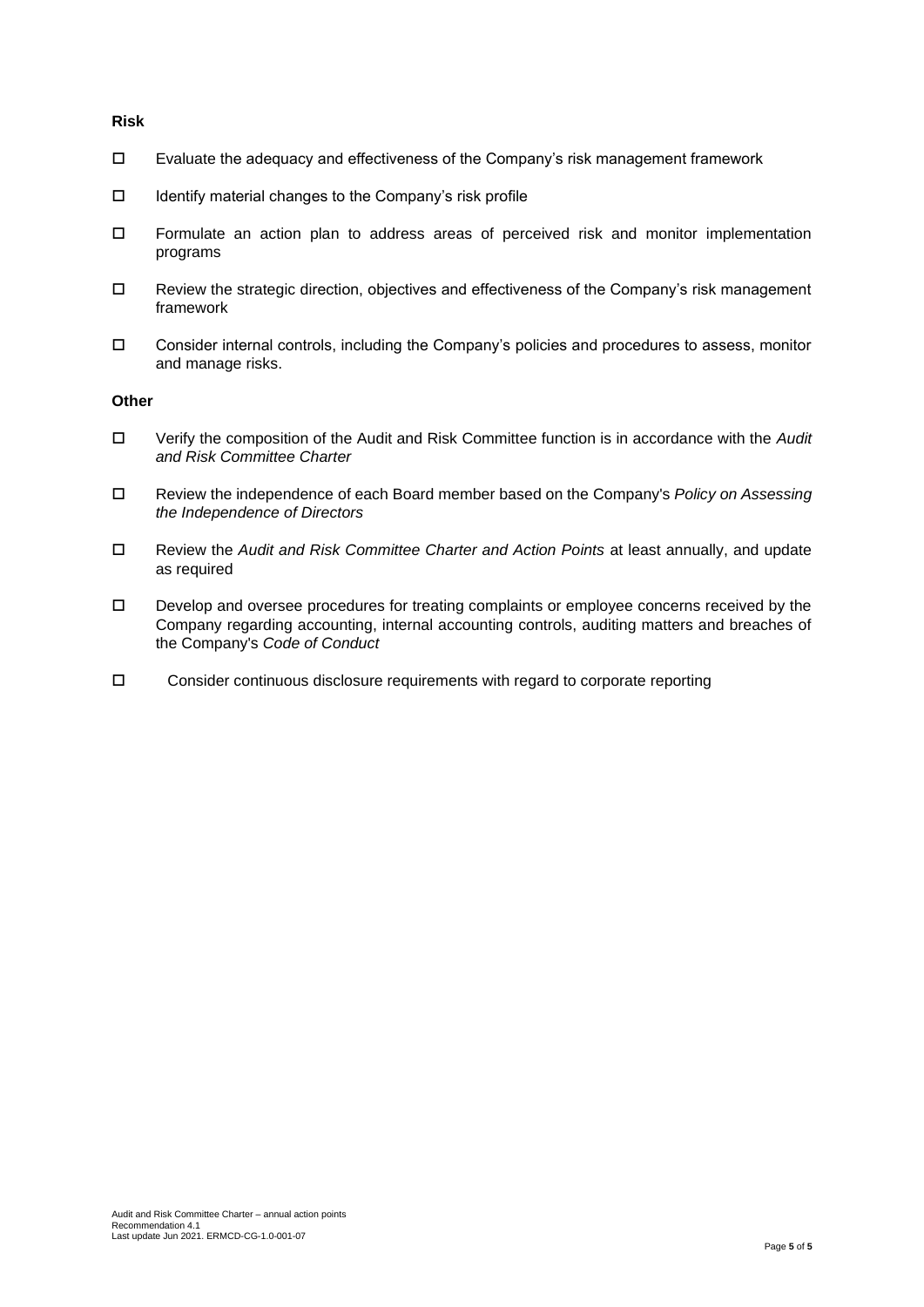**Risk**

- ☐ Evaluate the adequacy and effectiveness of the Company's risk management framework
- ☐ Identify material changes to the Company's risk profile
- ☐ Formulate an action plan to address areas of perceived risk and monitor implementation programs
- ☐ Review the strategic direction, objectives and effectiveness of the Company's risk management framework
- ☐ Consider internal controls, including the Company's policies and procedures to assess, monitor and manage risks.

**Other**

- ☐ Verify the composition of the Audit and Risk Committee function is in accordance with the *Audit and Risk Committee Charter*
- ☐ Review the independence of each Board member based on the Company's *Policy on Assessing the Independence of Directors*
- ☐ Review the *Audit and Risk Committee Charter and Action Points* at least annually, and update as required
- ☐ Develop and oversee procedures for treating complaints or employee concerns received by the Company regarding accounting, internal accounting controls, auditing matters and breaches of the Company's *Code of Conduct*
- ☐ Consider continuous disclosure requirements with regard to corporate reporting